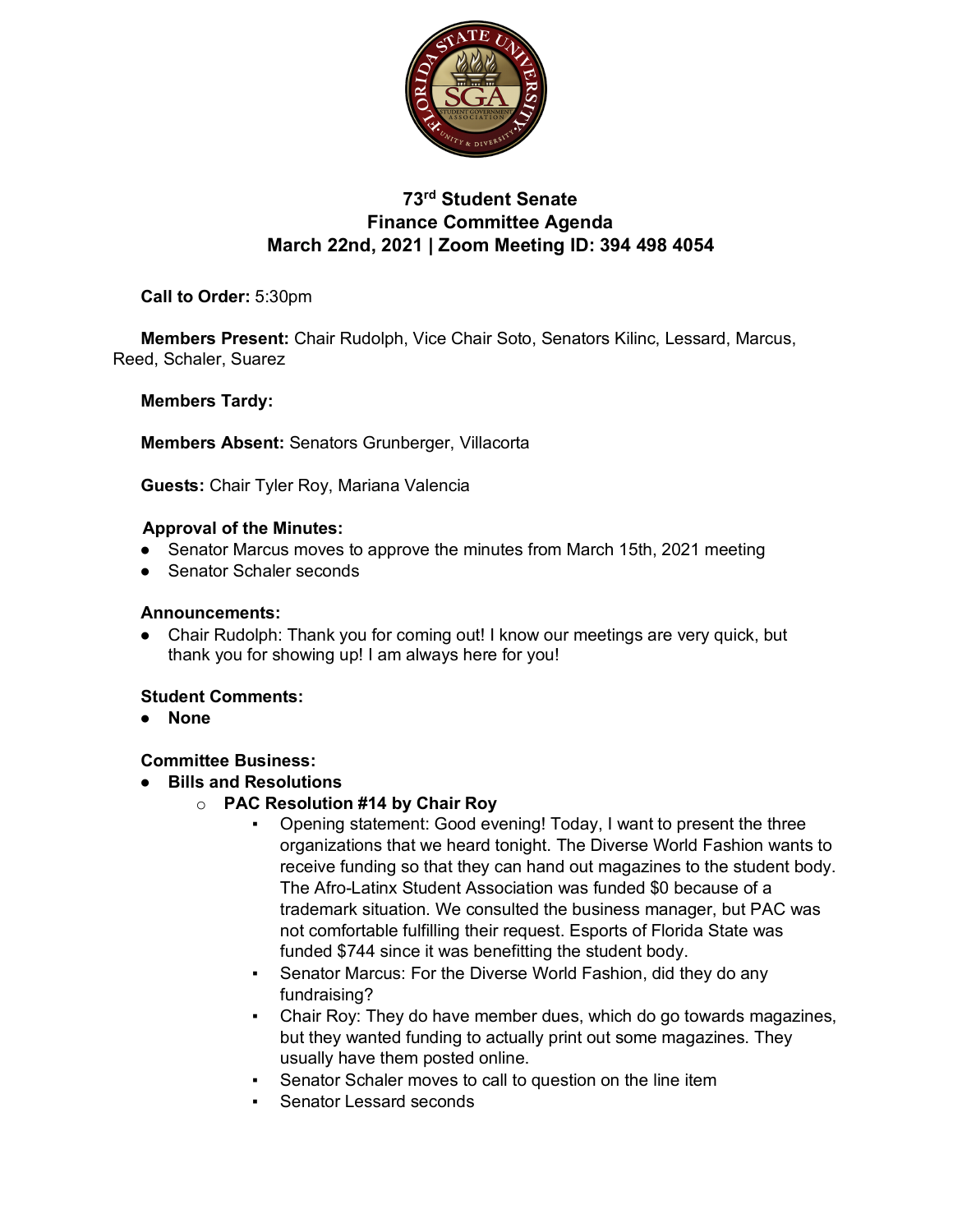# 73rd Student Senate
# Finance Committee Agenda
# March 22nd, 2021 | Zoom Meeting ID: 394 498 4054

**Call to Order:** 5:30pm

**Members Present:** Chair Rudolph, Vice Chair Soto, Senators Kilinc, Lessard, Marcus, Reed, Schaler, Suarez

**Members Tardy:**

**Members Absent:** Senators Grunberger, Villacorta

**Guests:** Chair Tyler Roy, Mariana Valencia

**Approval of the Minutes:**

- Senator Marcus moves to approve the minutes from March 15th, 2021 meeting
- Senator Schaler seconds

**Announcements:**

- Chair Rudolph: Thank you for coming out! I know our meetings are very quick, but thank you for showing up! I am always here for you!

**Student Comments:**

- **None**

**Committee Business:**

- **Bills and Resolutions**
    - **PAC Resolution #14 by Chair Roy**
        - Opening statement: Good evening! Today, I want to present the three organizations that we heard tonight. The Diverse World Fashion wants to receive funding so that they can hand out magazines to the student body. The Afro-Latinx Student Association was funded $0 because of a trademark situation. We consulted the business manager, but PAC was not comfortable fulfilling their request. Esports of Florida State was funded $744 since it was benefitting the student body.
        - Senator Marcus: For the Diverse World Fashion, did they do any fundraising?
        - Chair Roy: They do have member dues, which do go towards magazines, but they wanted funding to actually print out some magazines. They usually have them posted online.
        - Senator Schaler moves to call to question on the line item
        - Senator Lessard seconds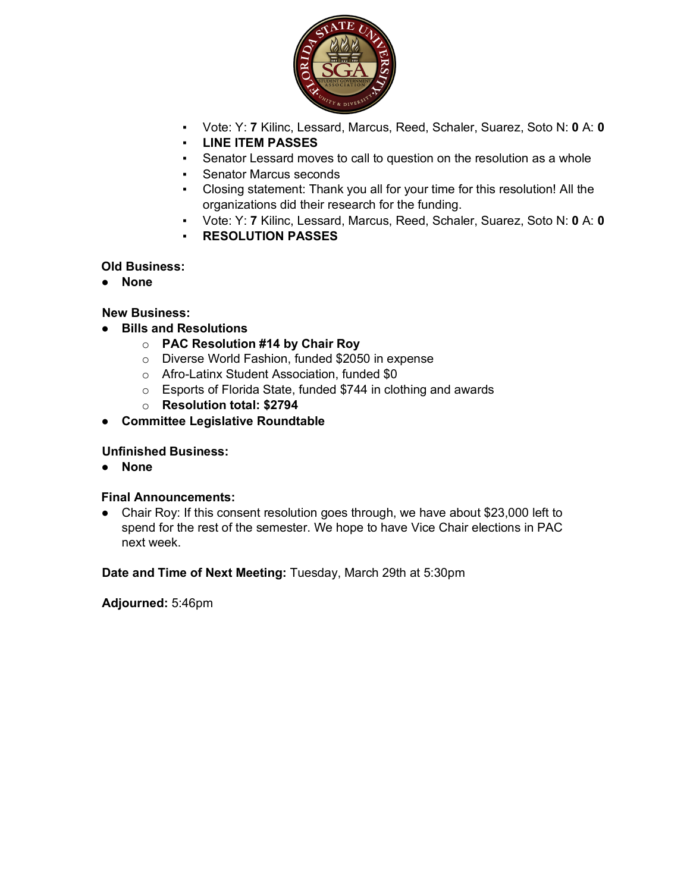- Vote: Y: **7** Kilinc, Lessard, Marcus, Reed, Schaler, Suarez, Soto N: **0** A: **0**
- **LINE ITEM PASSES**
- Senator Lessard moves to call to question on the resolution as a whole
- Senator Marcus seconds
- Closing statement: Thank you all for your time for this resolution! All the organizations did their research for the funding.
- Vote: Y: **7** Kilinc, Lessard, Marcus, Reed, Schaler, Suarez, Soto N: **0** A: **0**
- **RESOLUTION PASSES**

**Old Business:**

- **None**

**New Business:**

- **Bills and Resolutions**
    - **PAC Resolution #14 by Chair Roy**
    - Diverse World Fashion, funded $2050 in expense
    - Afro-Latinx Student Association, funded $0
    - Esports of Florida State, funded $744 in clothing and awards
    - **Resolution total: $2794**
- **Committee Legislative Roundtable**

**Unfinished Business:**

- **None**

**Final Announcements:**

- Chair Roy: If this consent resolution goes through, we have about $23,000 left to spend for the rest of the semester. We hope to have Vice Chair elections in PAC next week.

**Date and Time of Next Meeting:** Tuesday, March 29th at 5:30pm

**Adjourned:** 5:46pm